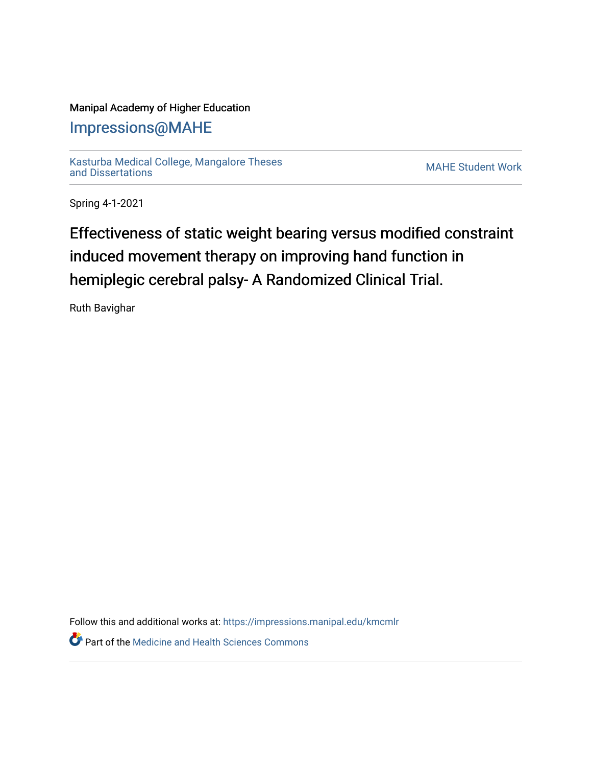Manipal Academy of Higher Education

Impressions@MAHE

Kasturba Medical College, Mangalore Theses and Dissertations

MAHE Student Work

Spring 4-1-2021

# Effectiveness of static weight bearing versus modified constraint induced movement therapy on improving hand function in hemiplegic cerebral palsy- A Randomized Clinical Trial.

Ruth Bavighar

Follow this and additional works at: https://impressions.manipal.edu/kmcmlr

Part of the Medicine and Health Sciences Commons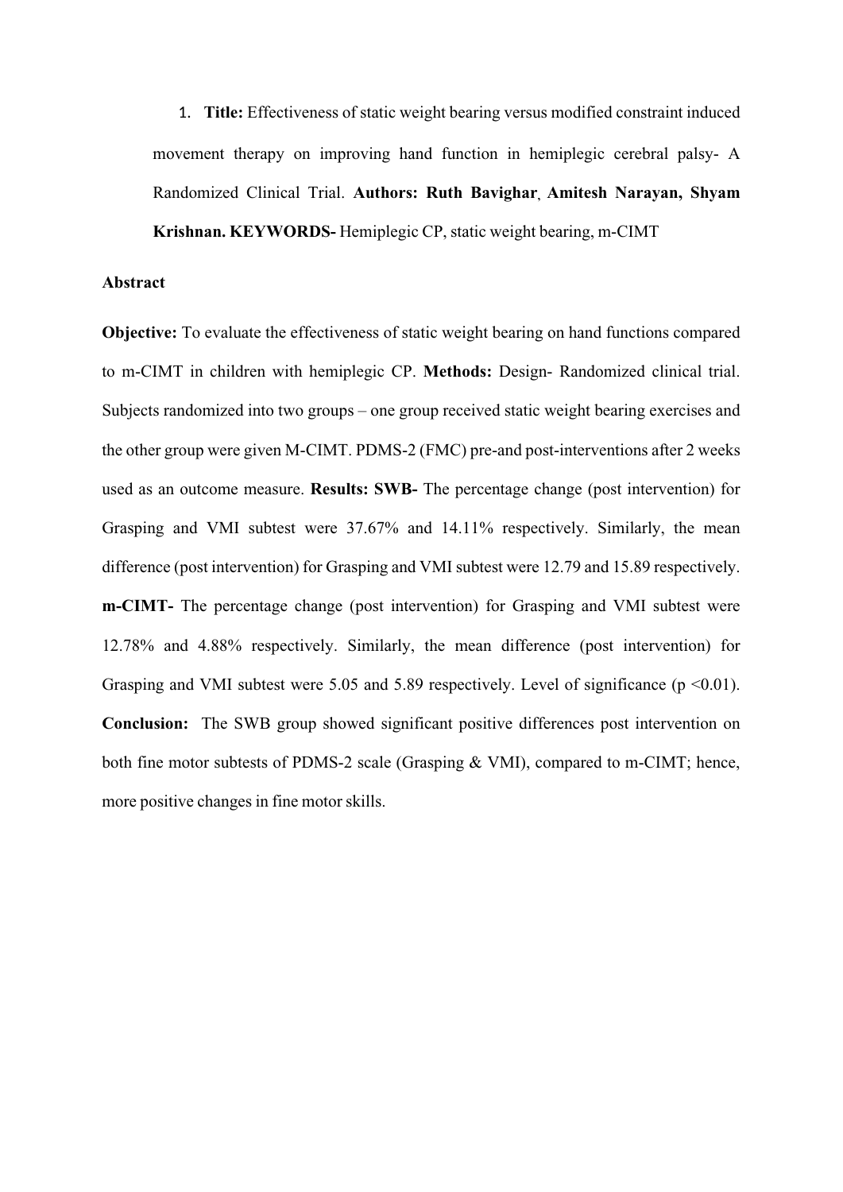1. **Title:** Effectiveness of static weight bearing versus modified constraint induced movement therapy on improving hand function in hemiplegic cerebral palsy- A Randomized Clinical Trial. **Authors: Ruth Bavighar, Amitesh Narayan, Shyam Krishnan. KEYWORDS-** Hemiplegic CP, static weight bearing, m-CIMT

**Abstract**

**Objective:** To evaluate the effectiveness of static weight bearing on hand functions compared to m-CIMT in children with hemiplegic CP. **Methods:** Design- Randomized clinical trial. Subjects randomized into two groups – one group received static weight bearing exercises and the other group were given M-CIMT. PDMS-2 (FMC) pre-and post-interventions after 2 weeks used as an outcome measure. **Results: SWB-** The percentage change (post intervention) for Grasping and VMI subtest were 37.67% and 14.11% respectively. Similarly, the mean difference (post intervention) for Grasping and VMI subtest were 12.79 and 15.89 respectively. **m-CIMT-** The percentage change (post intervention) for Grasping and VMI subtest were 12.78% and 4.88% respectively. Similarly, the mean difference (post intervention) for Grasping and VMI subtest were 5.05 and 5.89 respectively. Level of significance ($p < 0.01$). **Conclusion:** The SWB group showed significant positive differences post intervention on both fine motor subtests of PDMS-2 scale (Grasping & VMI), compared to m-CIMT; hence, more positive changes in fine motor skills.